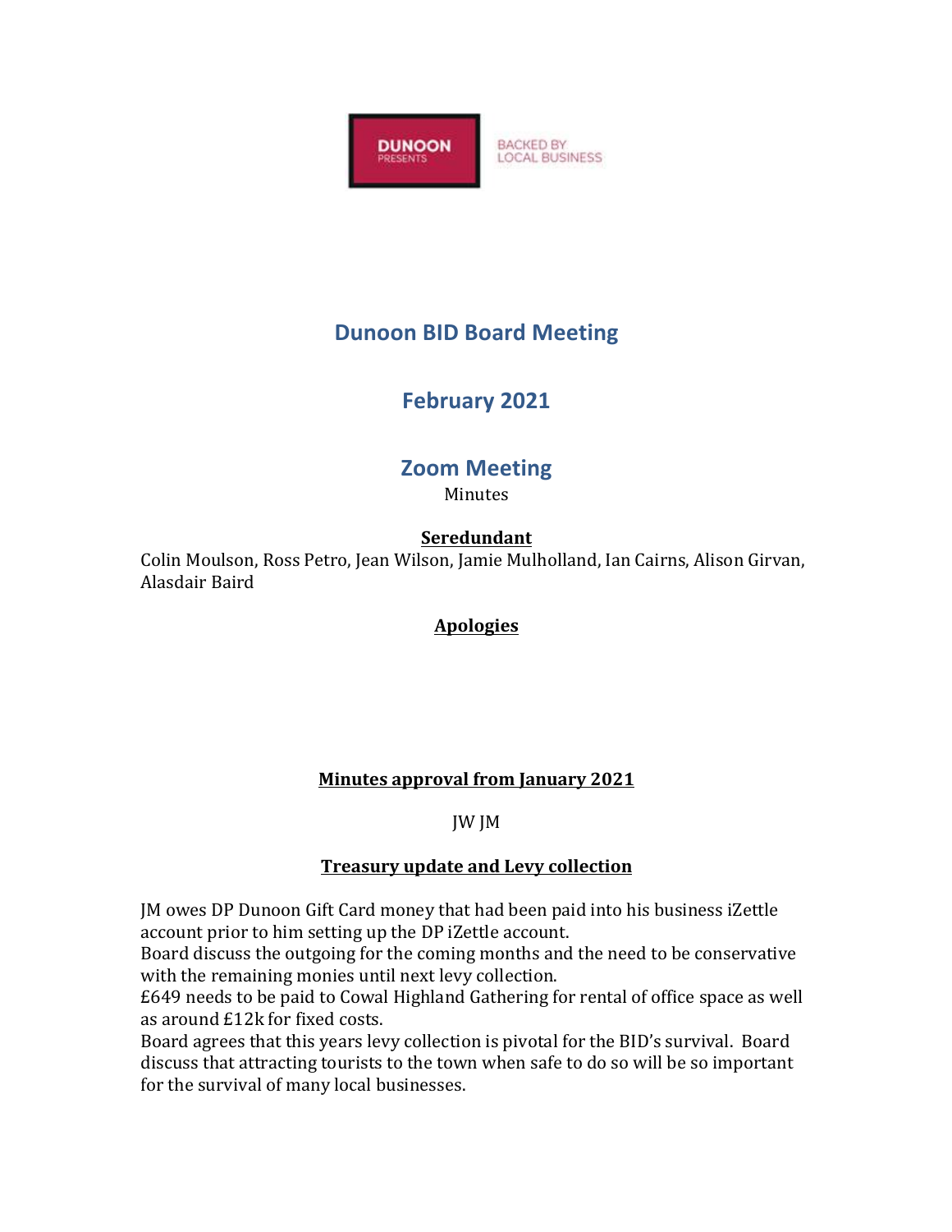DUNOON PRESENTS BACKED BY LOCAL BUSINESS

# Dunoon BID Board Meeting

## February 2021

## Zoom Meeting

Minutes

**Seredundant**

Colin Moulson, Ross Petro, Jean Wilson, Jamie Mulholland, Ian Cairns, Alison Girvan, Alasdair Baird

**Apologies**

**Minutes approval from January 2021**

JW JM

**Treasury update and Levy collection**

JM owes DP Dunoon Gift Card money that had been paid into his business iZettle account prior to him setting up the DP iZettle account.

Board discuss the outgoing for the coming months and the need to be conservative with the remaining monies until next levy collection.

£649 needs to be paid to Cowal Highland Gathering for rental of office space as well as around £12k for fixed costs.

Board agrees that this years levy collection is pivotal for the BID's survival. Board discuss that attracting tourists to the town when safe to do so will be so important for the survival of many local businesses.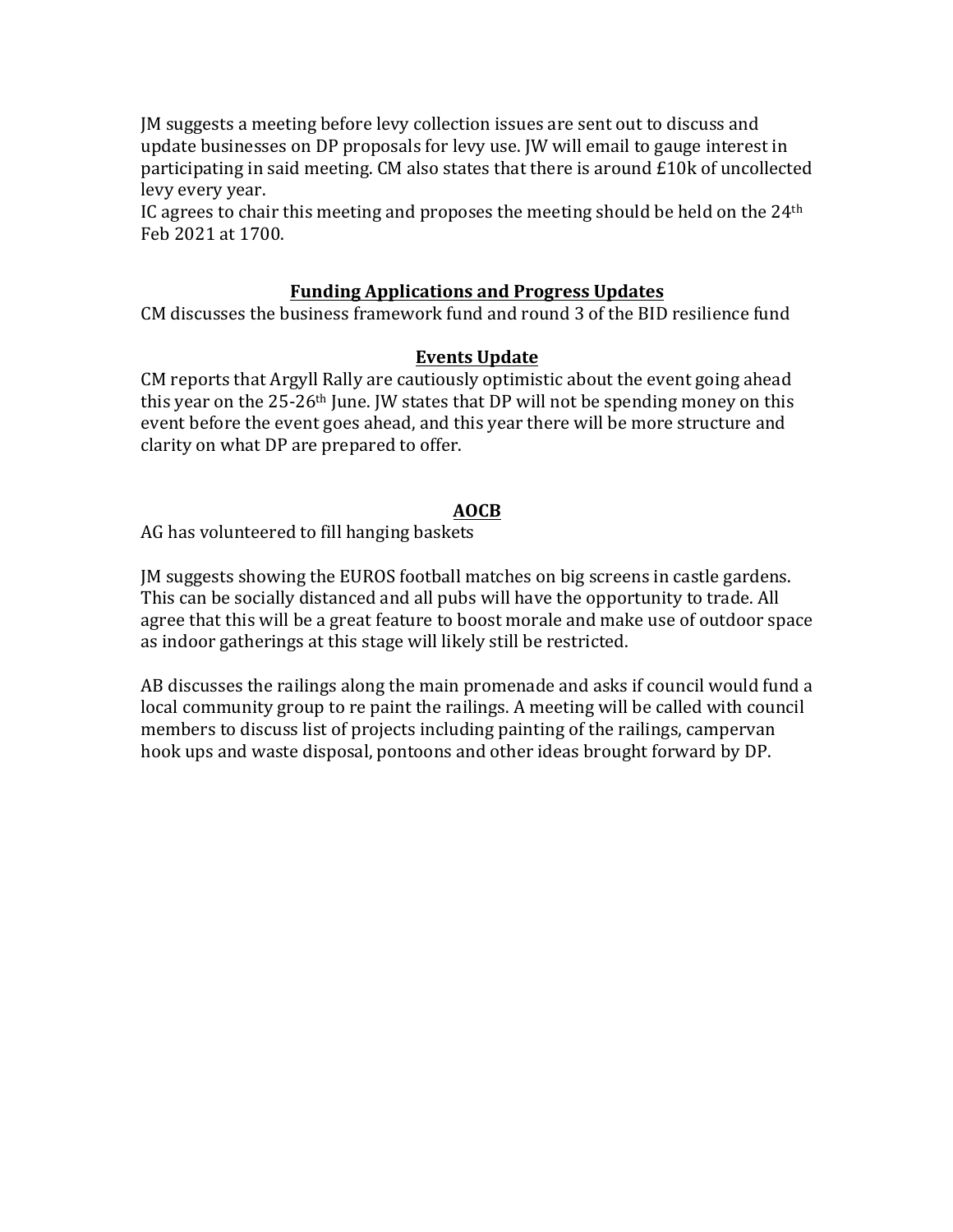JM suggests a meeting before levy collection issues are sent out to discuss and update businesses on DP proposals for levy use. JW will email to gauge interest in participating in said meeting. CM also states that there is around £10k of uncollected levy every year.
IC agrees to chair this meeting and proposes the meeting should be held on the 24th Feb 2021 at 1700.

## Funding Applications and Progress Updates

CM discusses the business framework fund and round 3 of the BID resilience fund

## Events Update

CM reports that Argyll Rally are cautiously optimistic about the event going ahead this year on the 25-26th June. JW states that DP will not be spending money on this event before the event goes ahead, and this year there will be more structure and clarity on what DP are prepared to offer.

## AOCB

AG has volunteered to fill hanging baskets

JM suggests showing the EUROS football matches on big screens in castle gardens. This can be socially distanced and all pubs will have the opportunity to trade. All agree that this will be a great feature to boost morale and make use of outdoor space as indoor gatherings at this stage will likely still be restricted.

AB discusses the railings along the main promenade and asks if council would fund a local community group to re paint the railings. A meeting will be called with council members to discuss list of projects including painting of the railings, campervan hook ups and waste disposal, pontoons and other ideas brought forward by DP.